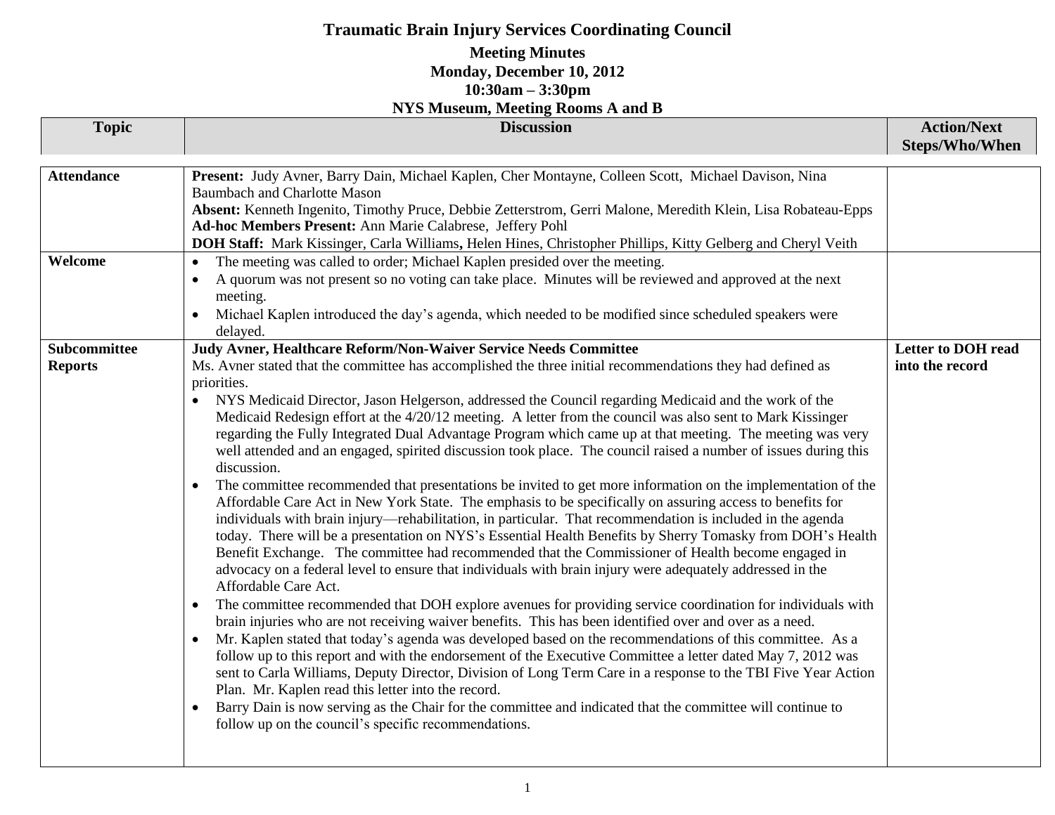# Traumatic Brain Injury Services Coordinating Council

## Meeting Minutes
## Monday, December 10, 2012
## 10:30am – 3:30pm
## NYS Museum, Meeting Rooms A and B

| Topic | Discussion | Action/Next Steps/Who/When |
|---|---|---|
| **Attendance** | **Present:** Judy Avner, Barry Dain, Michael Kaplen, Cher Montayne, Colleen Scott, Michael Davison, Nina Baumbach and Charlotte Mason<br>**Absent:** Kenneth Ingenito, Timothy Pruce, Debbie Zetterstrom, Gerri Malone, Meredith Klein, Lisa Robateau-Epps<br>**Ad-hoc Members Present:** Ann Marie Calabrese, Jeffery Pohl<br>**DOH Staff:** Mark Kissinger, Carla Williams**,** Helen Hines, Christopher Phillips, Kitty Gelberg and Cheryl Veith | |
| **Welcome** | • The meeting was called to order; Michael Kaplen presided over the meeting.<br>• A quorum was not present so no voting can take place. Minutes will be reviewed and approved at the next meeting.<br>• Michael Kaplen introduced the day's agenda, which needed to be modified since scheduled speakers were delayed. | |
| **Subcommittee Reports** | **Judy Avner, Healthcare Reform/Non-Waiver Service Needs Committee**<br>Ms. Avner stated that the committee has accomplished the three initial recommendations they had defined as priorities.<br>• NYS Medicaid Director, Jason Helgerson, addressed the Council regarding Medicaid and the work of the Medicaid Redesign effort at the 4/20/12 meeting. A letter from the council was also sent to Mark Kissinger regarding the Fully Integrated Dual Advantage Program which came up at that meeting. The meeting was very well attended and an engaged, spirited discussion took place. The council raised a number of issues during this discussion.<br>• The committee recommended that presentations be invited to get more information on the implementation of the Affordable Care Act in New York State. The emphasis to be specifically on assuring access to benefits for individuals with brain injury—rehabilitation, in particular. That recommendation is included in the agenda today. There will be a presentation on NYS's Essential Health Benefits by Sherry Tomasky from DOH's Health Benefit Exchange. The committee had recommended that the Commissioner of Health become engaged in advocacy on a federal level to ensure that individuals with brain injury were adequately addressed in the Affordable Care Act.<br>• The committee recommended that DOH explore avenues for providing service coordination for individuals with brain injuries who are not receiving waiver benefits. This has been identified over and over as a need.<br>• Mr. Kaplen stated that today's agenda was developed based on the recommendations of this committee. As a follow up to this report and with the endorsement of the Executive Committee a letter dated May 7, 2012 was sent to Carla Williams, Deputy Director, Division of Long Term Care in a response to the TBI Five Year Action Plan. Mr. Kaplen read this letter into the record.<br>• Barry Dain is now serving as the Chair for the committee and indicated that the committee will continue to follow up on the council's specific recommendations. | **Letter to DOH read into the record** |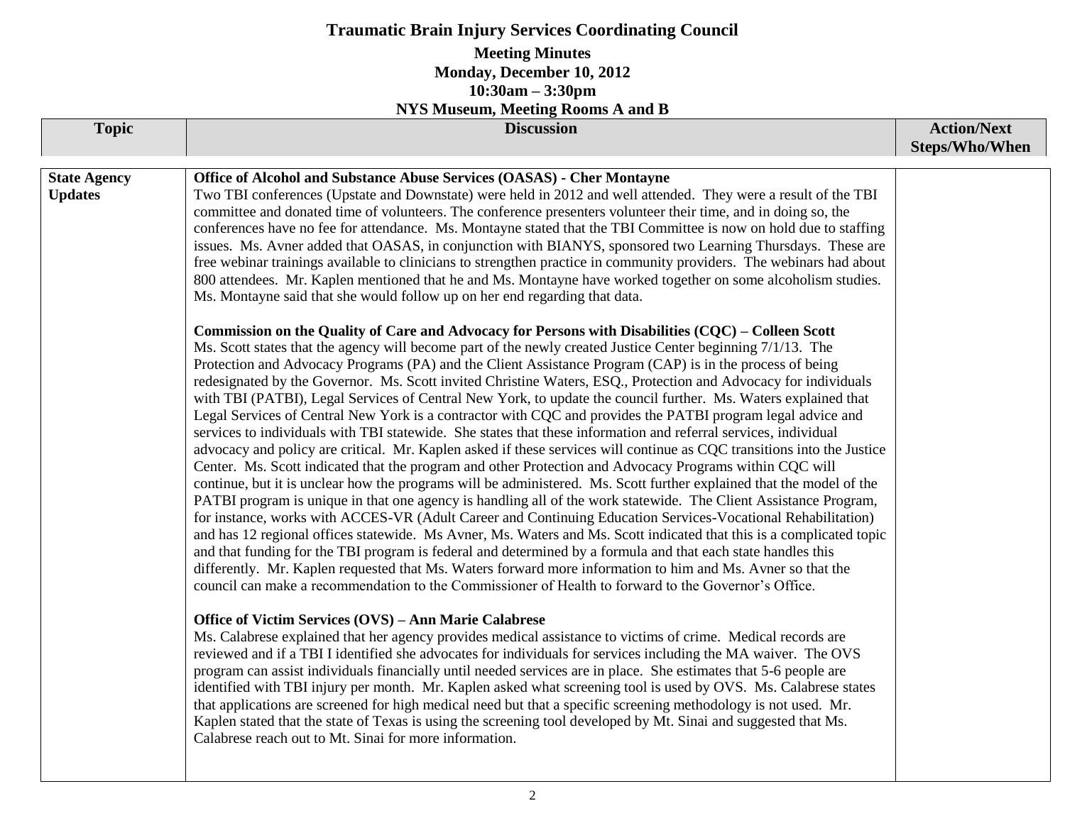# Traumatic Brain Injury Services Coordinating Council

**Meeting Minutes**
**Monday, December 10, 2012**
**10:30am – 3:30pm**
**NYS Museum, Meeting Rooms A and B**

| Topic | Discussion | Action/Next Steps/Who/When |
|---|---|---|
| **State Agency Updates** | **Office of Alcohol and Substance Abuse Services (OASAS) - Cher Montayne**<br>Two TBI conferences (Upstate and Downstate) were held in 2012 and well attended. They were a result of the TBI committee and donated time of volunteers. The conference presenters volunteer their time, and in doing so, the conferences have no fee for attendance. Ms. Montayne stated that the TBI Committee is now on hold due to staffing issues. Ms. Avner added that OASAS, in conjunction with BIANYS, sponsored two Learning Thursdays. These are free webinar trainings available to clinicians to strengthen practice in community providers. The webinars had about 800 attendees. Mr. Kaplen mentioned that he and Ms. Montayne have worked together on some alcoholism studies. Ms. Montayne said that she would follow up on her end regarding that data.<br><br>**Commission on the Quality of Care and Advocacy for Persons with Disabilities (CQC) – Colleen Scott**<br>Ms. Scott states that the agency will become part of the newly created Justice Center beginning 7/1/13. The Protection and Advocacy Programs (PA) and the Client Assistance Program (CAP) is in the process of being redesignated by the Governor. Ms. Scott invited Christine Waters, ESQ., Protection and Advocacy for individuals with TBI (PATBI), Legal Services of Central New York, to update the council further. Ms. Waters explained that Legal Services of Central New York is a contractor with CQC and provides the PATBI program legal advice and services to individuals with TBI statewide. She states that these information and referral services, individual advocacy and policy are critical. Mr. Kaplen asked if these services will continue as CQC transitions into the Justice Center. Ms. Scott indicated that the program and other Protection and Advocacy Programs within CQC will continue, but it is unclear how the programs will be administered. Ms. Scott further explained that the model of the PATBI program is unique in that one agency is handling all of the work statewide. The Client Assistance Program, for instance, works with ACCES-VR (Adult Career and Continuing Education Services-Vocational Rehabilitation) and has 12 regional offices statewide. Ms Avner, Ms. Waters and Ms. Scott indicated that this is a complicated topic and that funding for the TBI program is federal and determined by a formula and that each state handles this differently. Mr. Kaplen requested that Ms. Waters forward more information to him and Ms. Avner so that the council can make a recommendation to the Commissioner of Health to forward to the Governor's Office.<br><br>**Office of Victim Services (OVS) – Ann Marie Calabrese**<br>Ms. Calabrese explained that her agency provides medical assistance to victims of crime. Medical records are reviewed and if a TBI I identified she advocates for individuals for services including the MA waiver. The OVS program can assist individuals financially until needed services are in place. She estimates that 5-6 people are identified with TBI injury per month. Mr. Kaplen asked what screening tool is used by OVS. Ms. Calabrese states that applications are screened for high medical need but that a specific screening methodology is not used. Mr. Kaplen stated that the state of Texas is using the screening tool developed by Mt. Sinai and suggested that Ms. Calabrese reach out to Mt. Sinai for more information. | |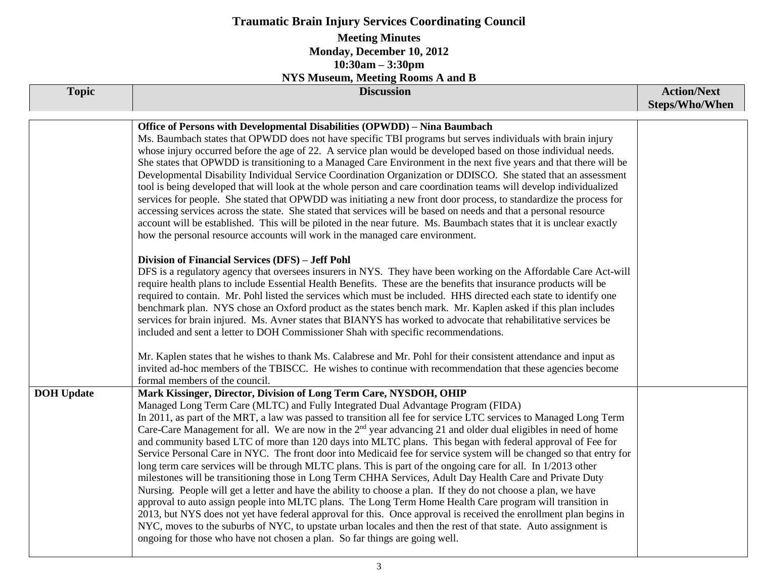**Traumatic Brain Injury Services Coordinating Council**

**Meeting Minutes**
**Monday, December 10, 2012**
**10:30am – 3:30pm**
**NYS Museum, Meeting Rooms A and B**

| Topic | Discussion | Action/Next Steps/Who/When |
|---|---|---|
| | **Office of Persons with Developmental Disabilities (OPWDD) – Nina Baumbach**<br>Ms. Baumbach states that OPWDD does not have specific TBI programs but serves individuals with brain injury whose injury occurred before the age of 22. A service plan would be developed based on those individual needs. She states that OPWDD is transitioning to a Managed Care Environment in the next five years and that there will be Developmental Disability Individual Service Coordination Organization or DDISCO. She stated that an assessment tool is being developed that will look at the whole person and care coordination teams will develop individualized services for people. She stated that OPWDD was initiating a new front door process, to standardize the process for accessing services across the state. She stated that services will be based on needs and that a personal resource account will be established. This will be piloted in the near future. Ms. Baumbach states that it is unclear exactly how the personal resource accounts will work in the managed care environment.<br><br>**Division of Financial Services (DFS) – Jeff Pohl**<br>DFS is a regulatory agency that oversees insurers in NYS. They have been working on the Affordable Care Act-will require health plans to include Essential Health Benefits. These are the benefits that insurance products will be required to contain. Mr. Pohl listed the services which must be included. HHS directed each state to identify one benchmark plan. NYS chose an Oxford product as the states bench mark. Mr. Kaplen asked if this plan includes services for brain injured. Ms. Avner states that BIANYS has worked to advocate that rehabilitative services be included and sent a letter to DOH Commissioner Shah with specific recommendations.<br><br>Mr. Kaplen states that he wishes to thank Ms. Calabrese and Mr. Pohl for their consistent attendance and input as invited ad-hoc members of the TBISCC. He wishes to continue with recommendation that these agencies become formal members of the council. | |
| **DOH Update** | **Mark Kissinger, Director, Division of Long Term Care, NYSDOH, OHIP**<br>Managed Long Term Care (MLTC) and Fully Integrated Dual Advantage Program (FIDA)<br>In 2011, as part of the MRT, a law was passed to transition all fee for service LTC services to Managed Long Term Care-Care Management for all. We are now in the 2nd year advancing 21 and older dual eligibles in need of home and community based LTC of more than 120 days into MLTC plans. This began with federal approval of Fee for Service Personal Care in NYC. The front door into Medicaid fee for service system will be changed so that entry for long term care services will be through MLTC plans. This is part of the ongoing care for all. In 1/2013 other milestones will be transitioning those in Long Term CHHA Services, Adult Day Health Care and Private Duty Nursing. People will get a letter and have the ability to choose a plan. If they do not choose a plan, we have approval to auto assign people into MLTC plans. The Long Term Home Health Care program will transition in 2013, but NYS does not yet have federal approval for this. Once approval is received the enrollment plan begins in NYC, moves to the suburbs of NYC, to upstate urban locales and then the rest of that state. Auto assignment is ongoing for those who have not chosen a plan. So far things are going well. | |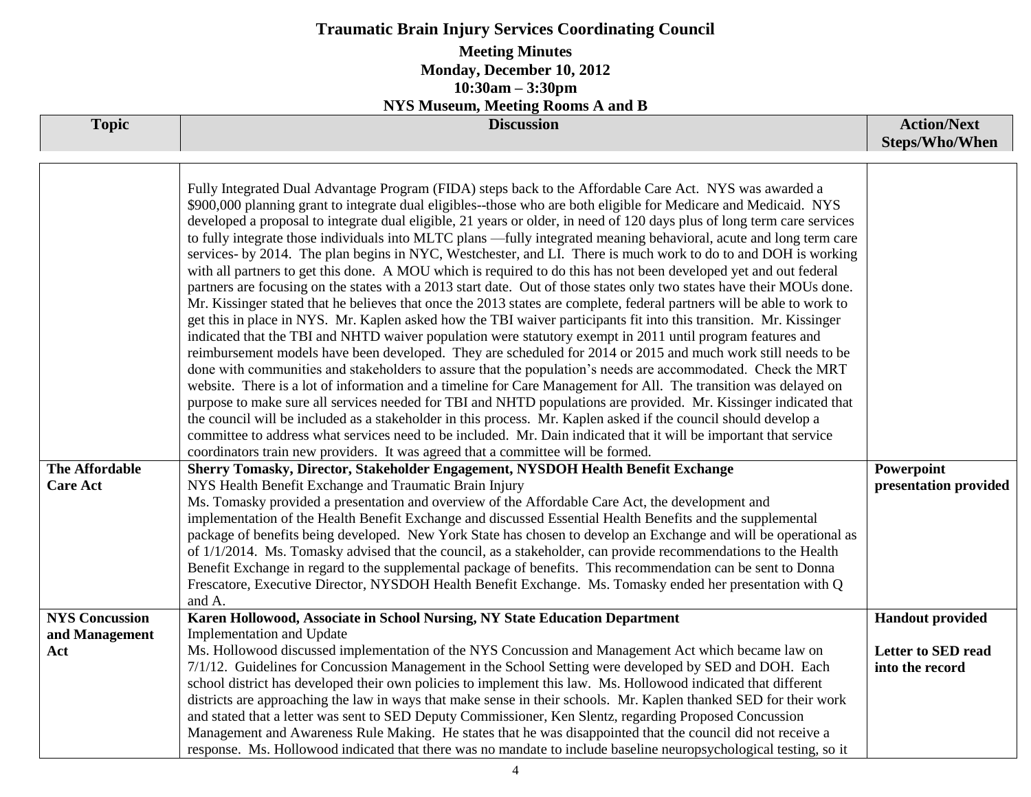# Traumatic Brain Injury Services Coordinating Council

**Meeting Minutes**
**Monday, December 10, 2012**
**10:30am – 3:30pm**
**NYS Museum, Meeting Rooms A and B**

| Topic | Discussion | Action/Next Steps/Who/When |
|---|---|---|
| | Fully Integrated Dual Advantage Program (FIDA) steps back to the Affordable Care Act. NYS was awarded a $900,000 planning grant to integrate dual eligibles--those who are both eligible for Medicare and Medicaid. NYS developed a proposal to integrate dual eligible, 21 years or older, in need of 120 days plus of long term care services to fully integrate those individuals into MLTC plans —fully integrated meaning behavioral, acute and long term care services- by 2014. The plan begins in NYC, Westchester, and LI. There is much work to do and DOH is working with all partners to get this done. A MOU which is required to do this has not been developed yet and out federal partners are focusing on the states with a 2013 start date. Out of those states only two states have their MOUs done. Mr. Kissinger stated that he believes that once the 2013 states are complete, federal partners will be able to work to get this in place in NYS. Mr. Kaplen asked how the TBI waiver participants fit into this transition. Mr. Kissinger indicated that the TBI and NHTD waiver population were statutory exempt in 2011 until program features and reimbursement models have been developed. They are scheduled for 2014 or 2015 and much work still needs to be done with communities and stakeholders to assure that the population's needs are accommodated. Check the MRT website. There is a lot of information and a timeline for Care Management for All. The transition was delayed on purpose to make sure all services needed for TBI and NHTD populations are provided. Mr. Kissinger indicated that the council will be included as a stakeholder in this process. Mr. Kaplen asked if the council should develop a committee to address what services need to be included. Mr. Dain indicated that it will be important that service coordinators train new providers. It was agreed that a committee will be formed. | |
| **The Affordable Care Act** | **Sherry Tomasky, Director, Stakeholder Engagement, NYSDOH Health Benefit Exchange**<br>NYS Health Benefit Exchange and Traumatic Brain Injury<br>Ms. Tomasky provided a presentation and overview of the Affordable Care Act, the development and implementation of the Health Benefit Exchange and discussed Essential Health Benefits and the supplemental package of benefits being developed. New York State has chosen to develop an Exchange and will be operational as of 1/1/2014. Ms. Tomasky advised that the council, as a stakeholder, can provide recommendations to the Health Benefit Exchange in regard to the supplemental package of benefits. This recommendation can be sent to Donna Frescatore, Executive Director, NYSDOH Health Benefit Exchange. Ms. Tomasky ended her presentation with Q and A. | **Powerpoint presentation provided** |
| **NYS Concussion and Management Act** | **Karen Hollowood, Associate in School Nursing, NY State Education Department**<br>Implementation and Update<br>Ms. Hollowood discussed implementation of the NYS Concussion and Management Act which became law on 7/1/12. Guidelines for Concussion Management in the School Setting were developed by SED and DOH. Each school district has developed their own policies to implement this law. Ms. Hollowood indicated that different districts are approaching the law in ways that make sense in their schools. Mr. Kaplen thanked SED for their work and stated that a letter was sent to SED Deputy Commissioner, Ken Slentz, regarding Proposed Concussion Management and Awareness Rule Making. He states that he was disappointed that the council did not receive a response. Ms. Hollowood indicated that there was no mandate to include baseline neuropsychological testing, so it | **Handout provided**<br><br>**Letter to SED read into the record** |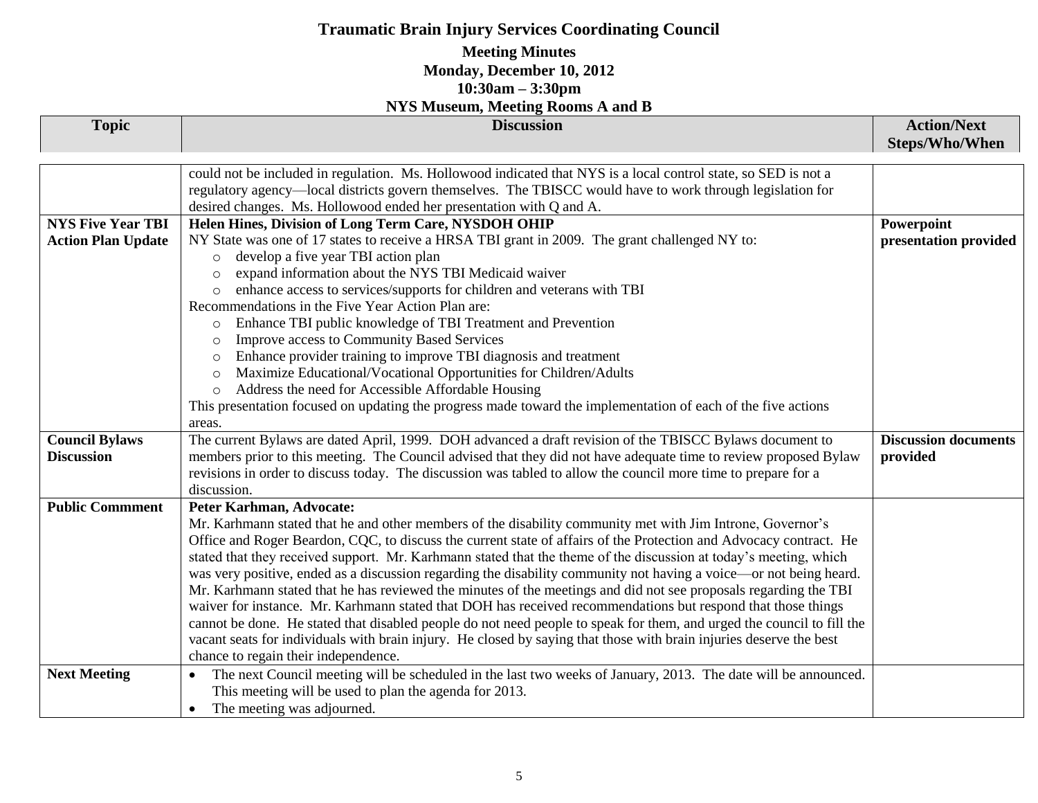# Traumatic Brain Injury Services Coordinating Council

**Meeting Minutes**
**Monday, December 10, 2012**
**10:30am – 3:30pm**
**NYS Museum, Meeting Rooms A and B**

| Topic | Discussion | Action/Next Steps/Who/When |
|---|---|---|
| | could not be included in regulation. Ms. Hollowood indicated that NYS is a local control state, so SED is not a regulatory agency—local districts govern themselves. The TBISCC would have to work through legislation for desired changes. Ms. Hollowood ended her presentation with Q and A. | |
| **NYS Five Year TBI Action Plan Update** | **Helen Hines, Division of Long Term Care, NYSDOH OHIP**<br>NY State was one of 17 states to receive a HRSA TBI grant in 2009. The grant challenged NY to:<br>○ develop a five year TBI action plan<br>○ expand information about the NYS TBI Medicaid waiver<br>○ enhance access to services/supports for children and veterans with TBI<br>Recommendations in the Five Year Action Plan are:<br>○ Enhance TBI public knowledge of TBI Treatment and Prevention<br>○ Improve access to Community Based Services<br>○ Enhance provider training to improve TBI diagnosis and treatment<br>○ Maximize Educational/Vocational Opportunities for Children/Adults<br>○ Address the need for Accessible Affordable Housing<br>This presentation focused on updating the progress made toward the implementation of each of the five actions areas. | **Powerpoint presentation provided** |
| **Council Bylaws Discussion** | The current Bylaws are dated April, 1999. DOH advanced a draft revision of the TBISCC Bylaws document to members prior to this meeting. The Council advised that they did not have adequate time to review proposed Bylaw revisions in order to discuss today. The discussion was tabled to allow the council more time to prepare for a discussion. | **Discussion documents provided** |
| **Public Commment** | **Peter Karhman, Advocate:**<br>Mr. Karhmann stated that he and other members of the disability community met with Jim Introne, Governor's Office and Roger Beardon, CQC, to discuss the current state of affairs of the Protection and Advocacy contract. He stated that they received support. Mr. Karhmann stated that the theme of the discussion at today's meeting, which was very positive, ended as a discussion regarding the disability community not having a voice—or not being heard. Mr. Karhmann stated that he has reviewed the minutes of the meetings and did not see proposals regarding the TBI waiver for instance. Mr. Karhmann stated that DOH has received recommendations but respond that those things cannot be done. He stated that disabled people do not need people to speak for them, and urged the council to fill the vacant seats for individuals with brain injury. He closed by saying that those with brain injuries deserve the best chance to regain their independence. | |
| **Next Meeting** | • The next Council meeting will be scheduled in the last two weeks of January, 2013. The date will be announced. This meeting will be used to plan the agenda for 2013.<br>• The meeting was adjourned. | |